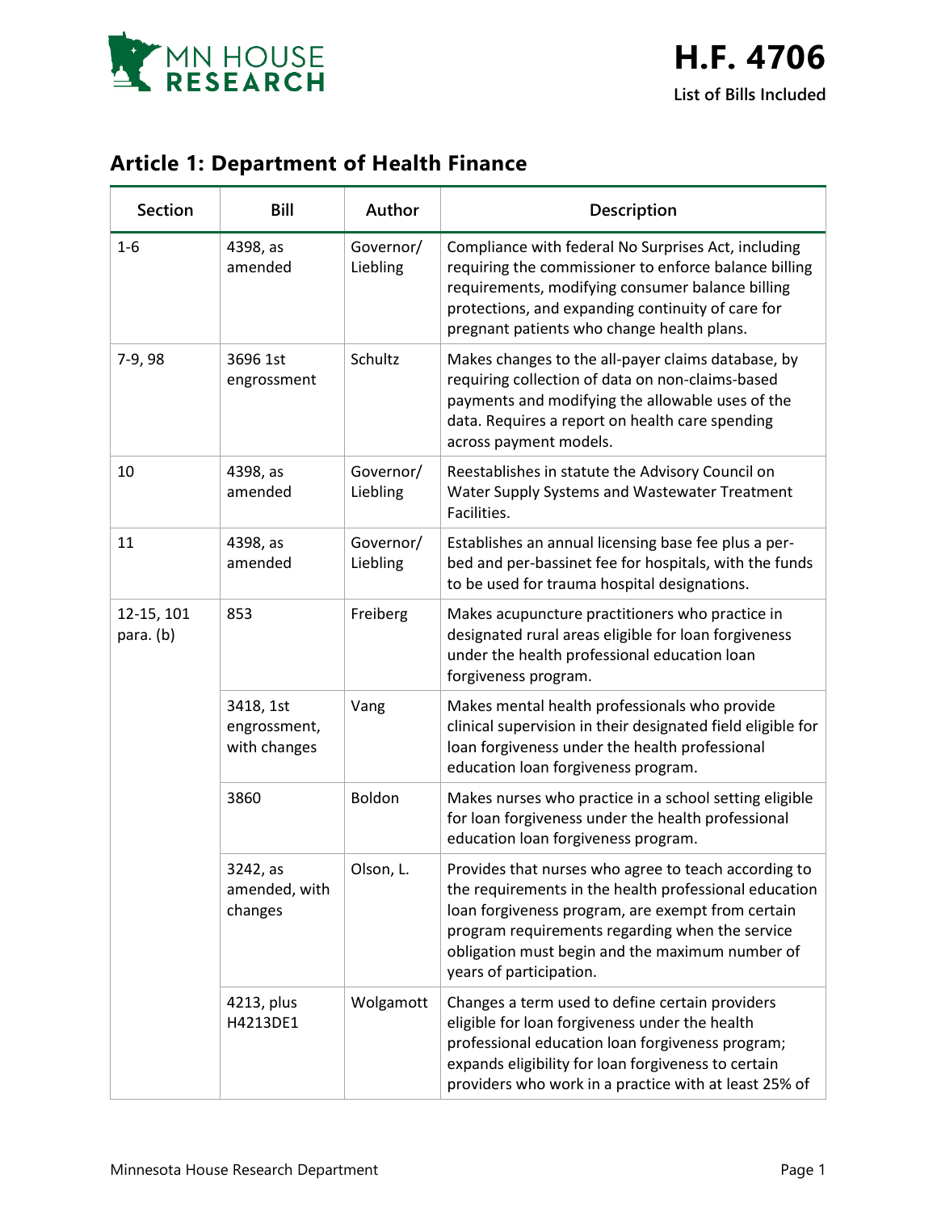# H.F. 4706

List of Bills Included

## Article 1: Department of Health Finance

| Section | Bill | Author | Description |
|---|---|---|---|
| 1-6 | 4398, as amended | Governor/ Liebling | Compliance with federal No Surprises Act, including requiring the commissioner to enforce balance billing requirements, modifying consumer balance billing protections, and expanding continuity of care for pregnant patients who change health plans. |
| 7-9, 98 | 3696 1st engrossment | Schultz | Makes changes to the all-payer claims database, by requiring collection of data on non-claims-based payments and modifying the allowable uses of the data. Requires a report on health care spending across payment models. |
| 10 | 4398, as amended | Governor/ Liebling | Reestablishes in statute the Advisory Council on Water Supply Systems and Wastewater Treatment Facilities. |
| 11 | 4398, as amended | Governor/ Liebling | Establishes an annual licensing base fee plus a per-bed and per-bassinet fee for hospitals, with the funds to be used for trauma hospital designations. |
| 12-15, 101 para. (b) | 853 | Freiberg | Makes acupuncture practitioners who practice in designated rural areas eligible for loan forgiveness under the health professional education loan forgiveness program. |
| | 3418, 1st engrossment, with changes | Vang | Makes mental health professionals who provide clinical supervision in their designated field eligible for loan forgiveness under the health professional education loan forgiveness program. |
| | 3860 | Boldon | Makes nurses who practice in a school setting eligible for loan forgiveness under the health professional education loan forgiveness program. |
| | 3242, as amended, with changes | Olson, L. | Provides that nurses who agree to teach according to the requirements in the health professional education loan forgiveness program, are exempt from certain program requirements regarding when the service obligation must begin and the maximum number of years of participation. |
| | 4213, plus H4213DE1 | Wolgamott | Changes a term used to define certain providers eligible for loan forgiveness under the health professional education loan forgiveness program; expands eligibility for loan forgiveness to certain providers who work in a practice with at least 25% of |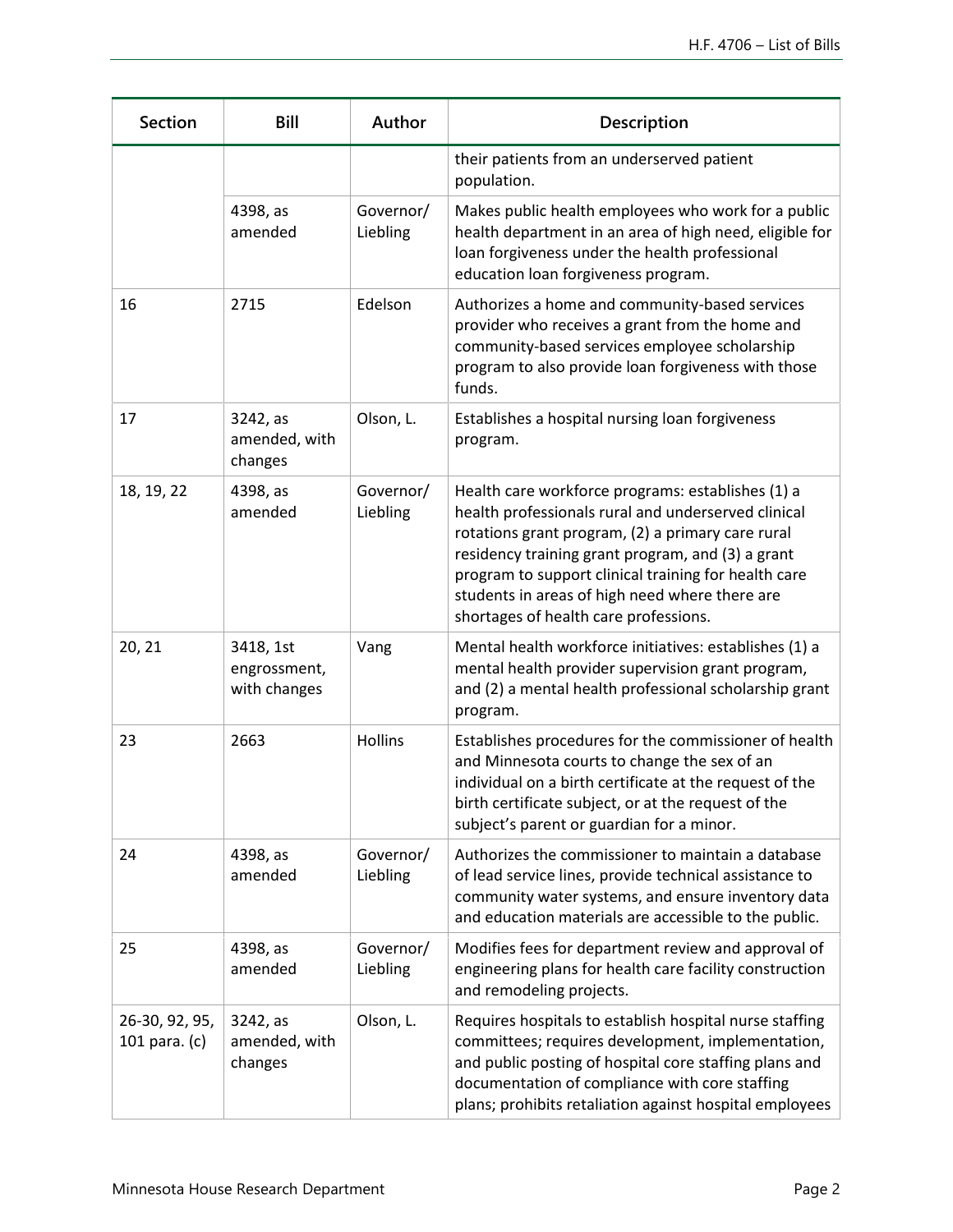| Section | Bill | Author | Description |
|---|---|---|---|
| | | | their patients from an underserved patient population. |
| | 4398, as amended | Governor/ Liebling | Makes public health employees who work for a public health department in an area of high need, eligible for loan forgiveness under the health professional education loan forgiveness program. |
| 16 | 2715 | Edelson | Authorizes a home and community-based services provider who receives a grant from the home and community-based services employee scholarship program to also provide loan forgiveness with those funds. |
| 17 | 3242, as amended, with changes | Olson, L. | Establishes a hospital nursing loan forgiveness program. |
| 18, 19, 22 | 4398, as amended | Governor/ Liebling | Health care workforce programs: establishes (1) a health professionals rural and underserved clinical rotations grant program, (2) a primary care rural residency training grant program, and (3) a grant program to support clinical training for health care students in areas of high need where there are shortages of health care professions. |
| 20, 21 | 3418, 1st engrossment, with changes | Vang | Mental health workforce initiatives: establishes (1) a mental health provider supervision grant program, and (2) a mental health professional scholarship grant program. |
| 23 | 2663 | Hollins | Establishes procedures for the commissioner of health and Minnesota courts to change the sex of an individual on a birth certificate at the request of the birth certificate subject, or at the request of the subject's parent or guardian for a minor. |
| 24 | 4398, as amended | Governor/ Liebling | Authorizes the commissioner to maintain a database of lead service lines, provide technical assistance to community water systems, and ensure inventory data and education materials are accessible to the public. |
| 25 | 4398, as amended | Governor/ Liebling | Modifies fees for department review and approval of engineering plans for health care facility construction and remodeling projects. |
| 26-30, 92, 95, 101 para. (c) | 3242, as amended, with changes | Olson, L. | Requires hospitals to establish hospital nurse staffing committees; requires development, implementation, and public posting of hospital core staffing plans and documentation of compliance with core staffing plans; prohibits retaliation against hospital employees |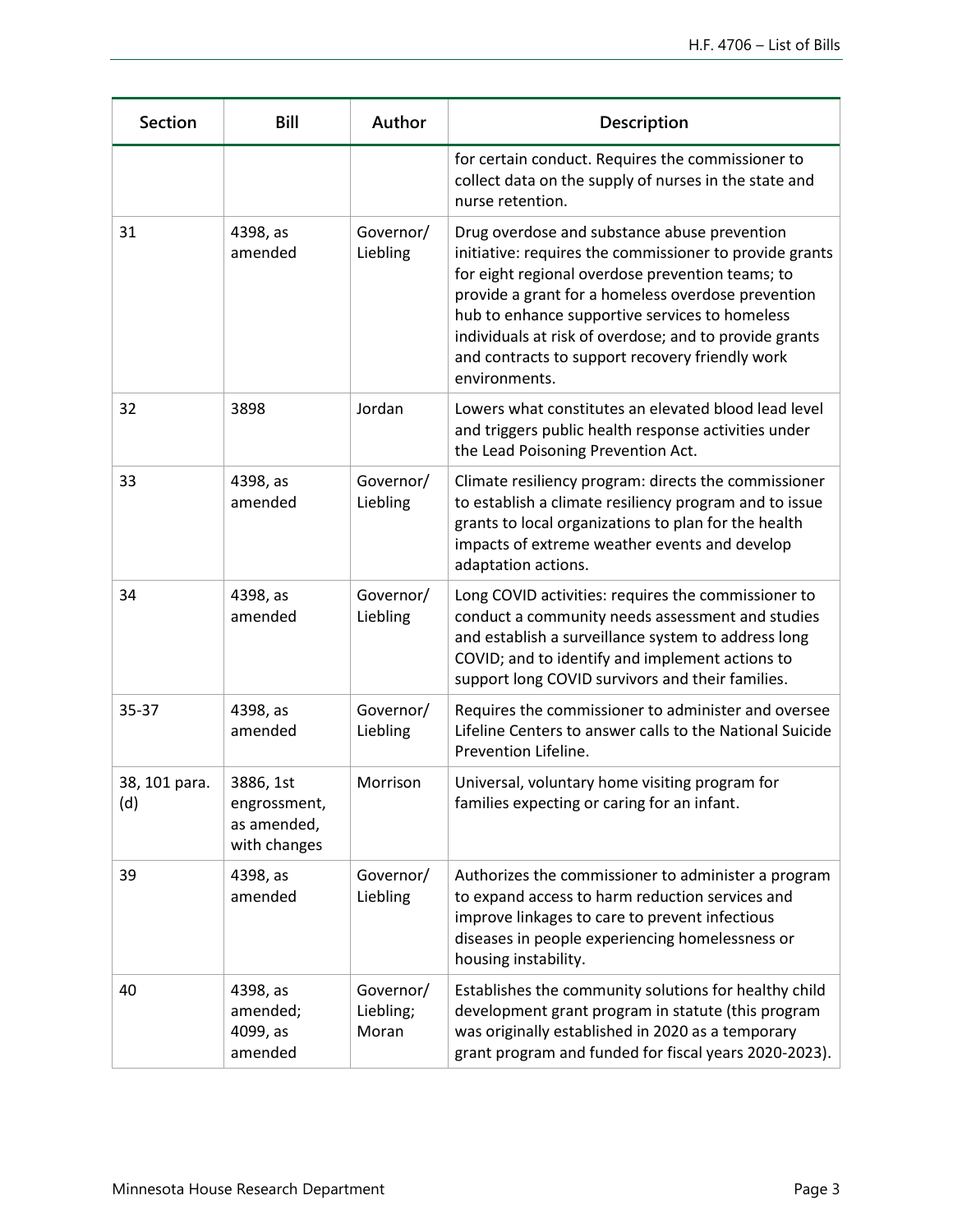| Section | Bill | Author | Description |
|---|---|---|---|
| | | | for certain conduct. Requires the commissioner to collect data on the supply of nurses in the state and nurse retention. |
| 31 | 4398, as amended | Governor/ Liebling | Drug overdose and substance abuse prevention initiative: requires the commissioner to provide grants for eight regional overdose prevention teams; to provide a grant for a homeless overdose prevention hub to enhance supportive services to homeless individuals at risk of overdose; and to provide grants and contracts to support recovery friendly work environments. |
| 32 | 3898 | Jordan | Lowers what constitutes an elevated blood lead level and triggers public health response activities under the Lead Poisoning Prevention Act. |
| 33 | 4398, as amended | Governor/ Liebling | Climate resiliency program: directs the commissioner to establish a climate resiliency program and to issue grants to local organizations to plan for the health impacts of extreme weather events and develop adaptation actions. |
| 34 | 4398, as amended | Governor/ Liebling | Long COVID activities: requires the commissioner to conduct a community needs assessment and studies and establish a surveillance system to address long COVID; and to identify and implement actions to support long COVID survivors and their families. |
| 35-37 | 4398, as amended | Governor/ Liebling | Requires the commissioner to administer and oversee Lifeline Centers to answer calls to the National Suicide Prevention Lifeline. |
| 38, 101 para. (d) | 3886, 1st engrossment, as amended, with changes | Morrison | Universal, voluntary home visiting program for families expecting or caring for an infant. |
| 39 | 4398, as amended | Governor/ Liebling | Authorizes the commissioner to administer a program to expand access to harm reduction services and improve linkages to care to prevent infectious diseases in people experiencing homelessness or housing instability. |
| 40 | 4398, as amended; 4099, as amended | Governor/ Liebling; Moran | Establishes the community solutions for healthy child development grant program in statute (this program was originally established in 2020 as a temporary grant program and funded for fiscal years 2020-2023). |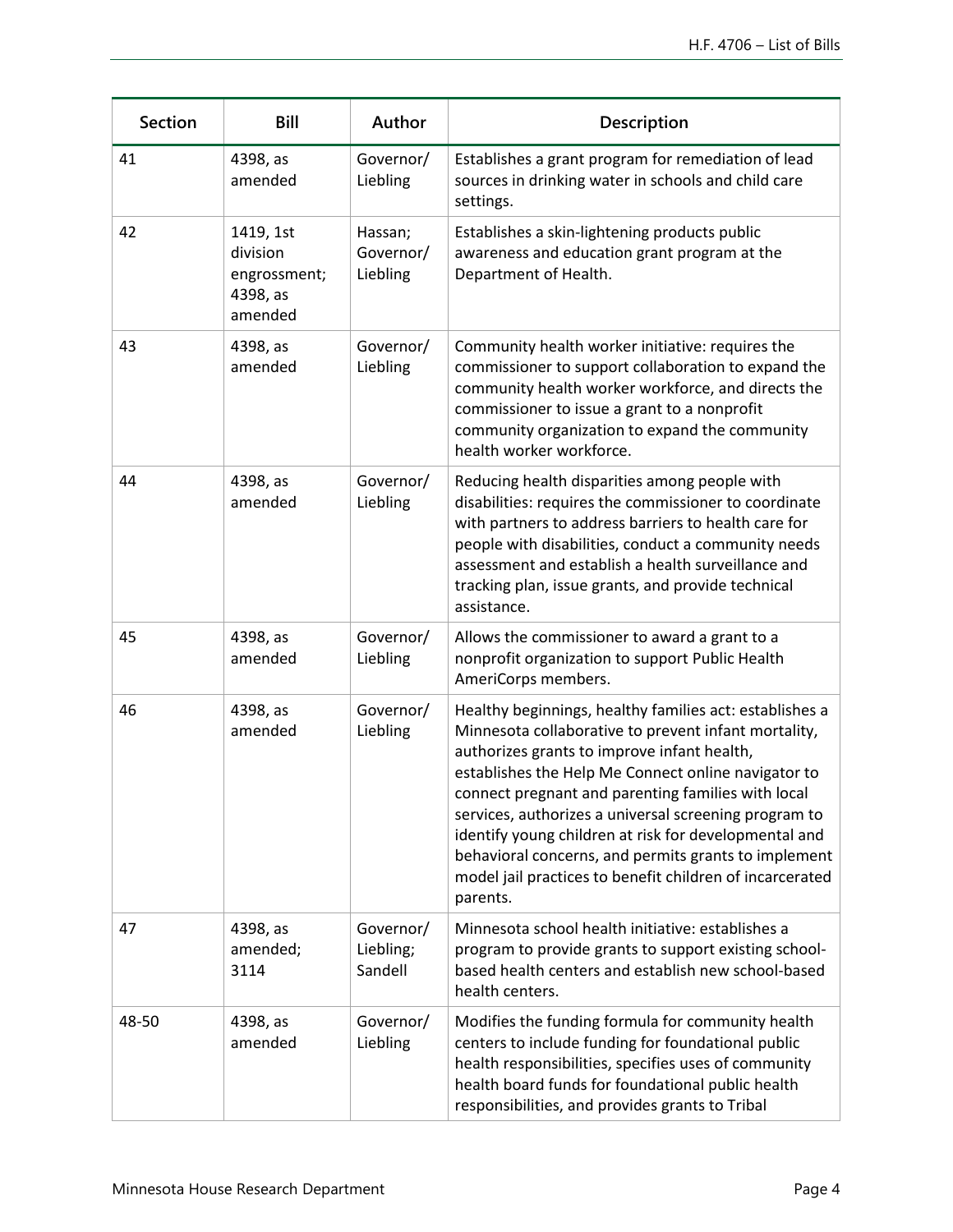| Section | Bill | Author | Description |
|---|---|---|---|
| 41 | 4398, as amended | Governor/ Liebling | Establishes a grant program for remediation of lead sources in drinking water in schools and child care settings. |
| 42 | 1419, 1st division engrossment; 4398, as amended | Hassan; Governor/ Liebling | Establishes a skin-lightening products public awareness and education grant program at the Department of Health. |
| 43 | 4398, as amended | Governor/ Liebling | Community health worker initiative: requires the commissioner to support collaboration to expand the community health worker workforce, and directs the commissioner to issue a grant to a nonprofit community organization to expand the community health worker workforce. |
| 44 | 4398, as amended | Governor/ Liebling | Reducing health disparities among people with disabilities: requires the commissioner to coordinate with partners to address barriers to health care for people with disabilities, conduct a community needs assessment and establish a health surveillance and tracking plan, issue grants, and provide technical assistance. |
| 45 | 4398, as amended | Governor/ Liebling | Allows the commissioner to award a grant to a nonprofit organization to support Public Health AmeriCorps members. |
| 46 | 4398, as amended | Governor/ Liebling | Healthy beginnings, healthy families act: establishes a Minnesota collaborative to prevent infant mortality, authorizes grants to improve infant health, establishes the Help Me Connect online navigator to connect pregnant and parenting families with local services, authorizes a universal screening program to identify young children at risk for developmental and behavioral concerns, and permits grants to implement model jail practices to benefit children of incarcerated parents. |
| 47 | 4398, as amended; 3114 | Governor/ Liebling; Sandell | Minnesota school health initiative: establishes a program to provide grants to support existing school-based health centers and establish new school-based health centers. |
| 48-50 | 4398, as amended | Governor/ Liebling | Modifies the funding formula for community health centers to include funding for foundational public health responsibilities, specifies uses of community health board funds for foundational public health responsibilities, and provides grants to Tribal |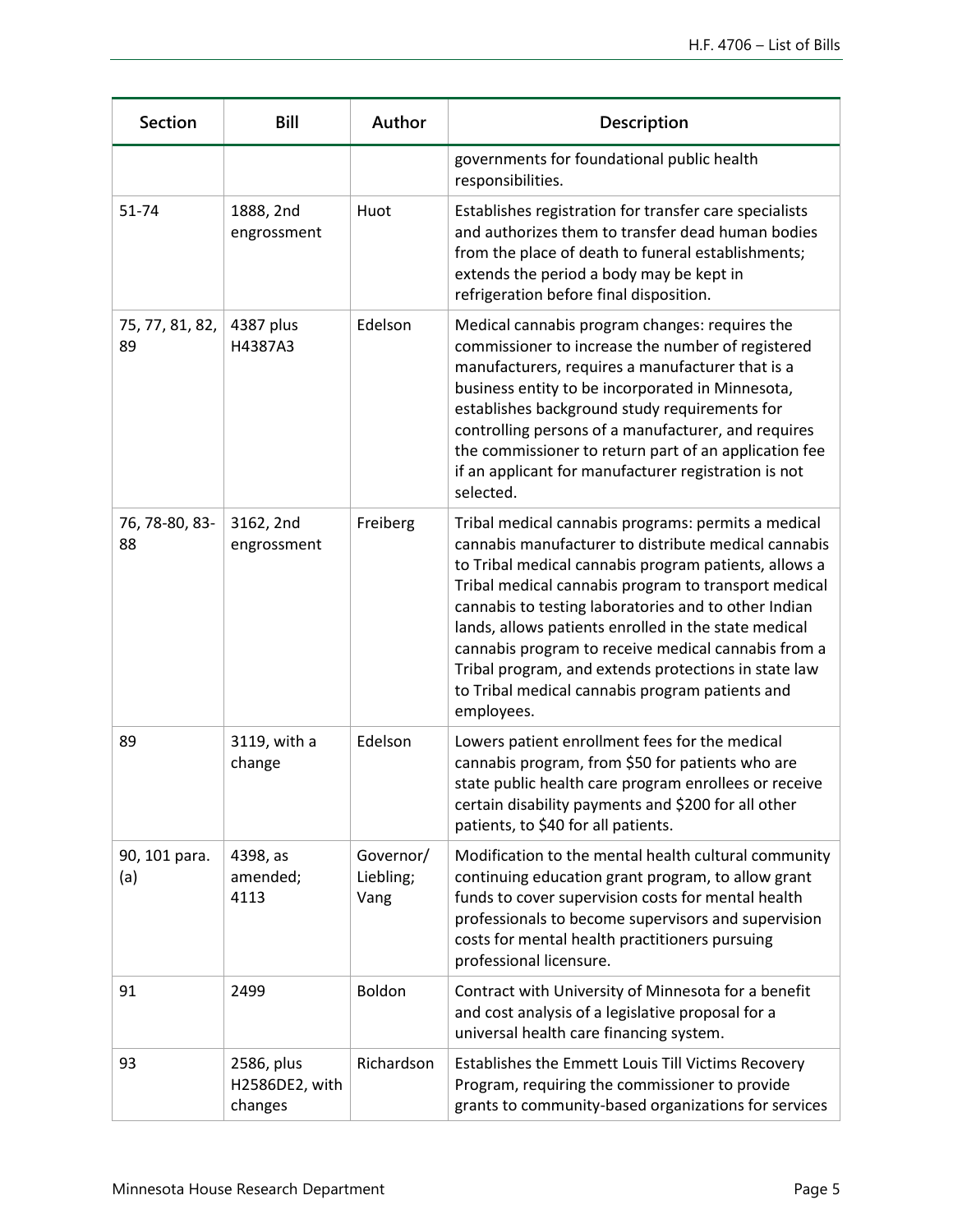| Section | Bill | Author | Description |
|---|---|---|---|
| | | | governments for foundational public health responsibilities. |
| 51-74 | 1888, 2nd engrossment | Huot | Establishes registration for transfer care specialists and authorizes them to transfer dead human bodies from the place of death to funeral establishments; extends the period a body may be kept in refrigeration before final disposition. |
| 75, 77, 81, 82, 89 | 4387 plus H4387A3 | Edelson | Medical cannabis program changes: requires the commissioner to increase the number of registered manufacturers, requires a manufacturer that is a business entity to be incorporated in Minnesota, establishes background study requirements for controlling persons of a manufacturer, and requires the commissioner to return part of an application fee if an applicant for manufacturer registration is not selected. |
| 76, 78-80, 83-88 | 3162, 2nd engrossment | Freiberg | Tribal medical cannabis programs: permits a medical cannabis manufacturer to distribute medical cannabis to Tribal medical cannabis program patients, allows a Tribal medical cannabis program to transport medical cannabis to testing laboratories and to other Indian lands, allows patients enrolled in the state medical cannabis program to receive medical cannabis from a Tribal program, and extends protections in state law to Tribal medical cannabis program patients and employees. |
| 89 | 3119, with a change | Edelson | Lowers patient enrollment fees for the medical cannabis program, from $50 for patients who are state public health care program enrollees or receive certain disability payments and $200 for all other patients, to $40 for all patients. |
| 90, 101 para. (a) | 4398, as amended; 4113 | Governor/ Liebling; Vang | Modification to the mental health cultural community continuing education grant program, to allow grant funds to cover supervision costs for mental health professionals to become supervisors and supervision costs for mental health practitioners pursuing professional licensure. |
| 91 | 2499 | Boldon | Contract with University of Minnesota for a benefit and cost analysis of a legislative proposal for a universal health care financing system. |
| 93 | 2586, plus H2586DE2, with changes | Richardson | Establishes the Emmett Louis Till Victims Recovery Program, requiring the commissioner to provide grants to community-based organizations for services |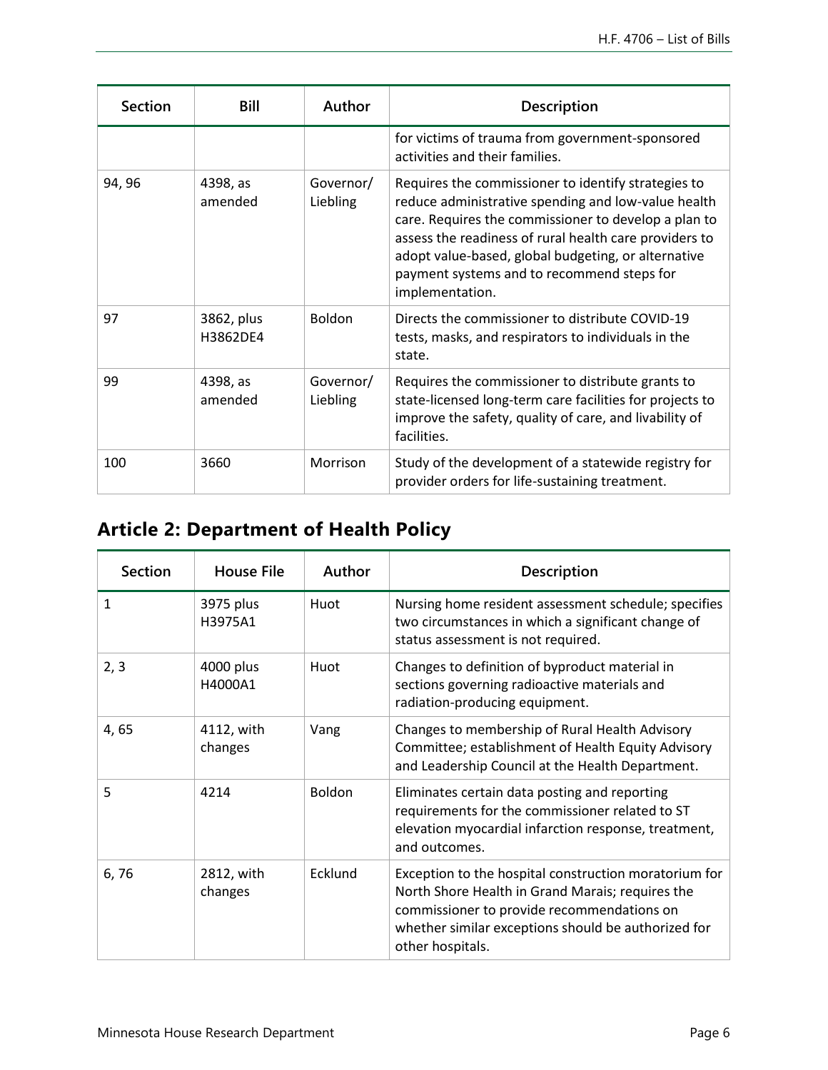| Section | Bill | Author | Description |
|---|---|---|---|
| | | | for victims of trauma from government-sponsored activities and their families. |
| 94, 96 | 4398, as amended | Governor/ Liebling | Requires the commissioner to identify strategies to reduce administrative spending and low-value health care. Requires the commissioner to develop a plan to assess the readiness of rural health care providers to adopt value-based, global budgeting, or alternative payment systems and to recommend steps for implementation. |
| 97 | 3862, plus H3862DE4 | Boldon | Directs the commissioner to distribute COVID-19 tests, masks, and respirators to individuals in the state. |
| 99 | 4398, as amended | Governor/ Liebling | Requires the commissioner to distribute grants to state-licensed long-term care facilities for projects to improve the safety, quality of care, and livability of facilities. |
| 100 | 3660 | Morrison | Study of the development of a statewide registry for provider orders for life-sustaining treatment. |

## Article 2: Department of Health Policy

| Section | House File | Author | Description |
|---|---|---|---|
| 1 | 3975 plus H3975A1 | Huot | Nursing home resident assessment schedule; specifies two circumstances in which a significant change of status assessment is not required. |
| 2, 3 | 4000 plus H4000A1 | Huot | Changes to definition of byproduct material in sections governing radioactive materials and radiation-producing equipment. |
| 4, 65 | 4112, with changes | Vang | Changes to membership of Rural Health Advisory Committee; establishment of Health Equity Advisory and Leadership Council at the Health Department. |
| 5 | 4214 | Boldon | Eliminates certain data posting and reporting requirements for the commissioner related to ST elevation myocardial infarction response, treatment, and outcomes. |
| 6, 76 | 2812, with changes | Ecklund | Exception to the hospital construction moratorium for North Shore Health in Grand Marais; requires the commissioner to provide recommendations on whether similar exceptions should be authorized for other hospitals. |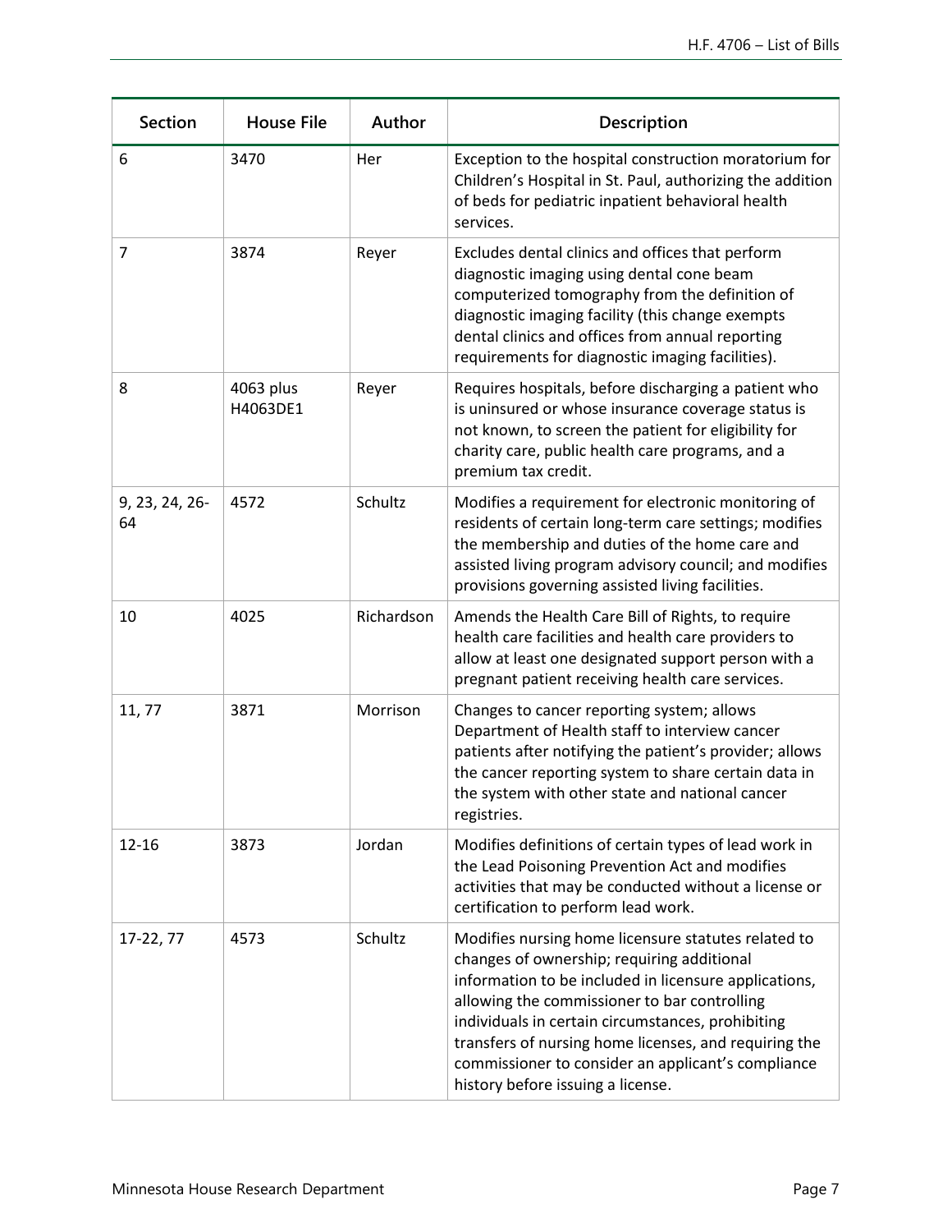| Section | House File | Author | Description |
|---|---|---|---|
| 6 | 3470 | Her | Exception to the hospital construction moratorium for Children's Hospital in St. Paul, authorizing the addition of beds for pediatric inpatient behavioral health services. |
| 7 | 3874 | Reyer | Excludes dental clinics and offices that perform diagnostic imaging using dental cone beam computerized tomography from the definition of diagnostic imaging facility (this change exempts dental clinics and offices from annual reporting requirements for diagnostic imaging facilities). |
| 8 | 4063 plus H4063DE1 | Reyer | Requires hospitals, before discharging a patient who is uninsured or whose insurance coverage status is not known, to screen the patient for eligibility for charity care, public health care programs, and a premium tax credit. |
| 9, 23, 24, 26-64 | 4572 | Schultz | Modifies a requirement for electronic monitoring of residents of certain long-term care settings; modifies the membership and duties of the home care and assisted living program advisory council; and modifies provisions governing assisted living facilities. |
| 10 | 4025 | Richardson | Amends the Health Care Bill of Rights, to require health care facilities and health care providers to allow at least one designated support person with a pregnant patient receiving health care services. |
| 11, 77 | 3871 | Morrison | Changes to cancer reporting system; allows Department of Health staff to interview cancer patients after notifying the patient's provider; allows the cancer reporting system to share certain data in the system with other state and national cancer registries. |
| 12-16 | 3873 | Jordan | Modifies definitions of certain types of lead work in the Lead Poisoning Prevention Act and modifies activities that may be conducted without a license or certification to perform lead work. |
| 17-22, 77 | 4573 | Schultz | Modifies nursing home licensure statutes related to changes of ownership; requiring additional information to be included in licensure applications, allowing the commissioner to bar controlling individuals in certain circumstances, prohibiting transfers of nursing home licenses, and requiring the commissioner to consider an applicant's compliance history before issuing a license. |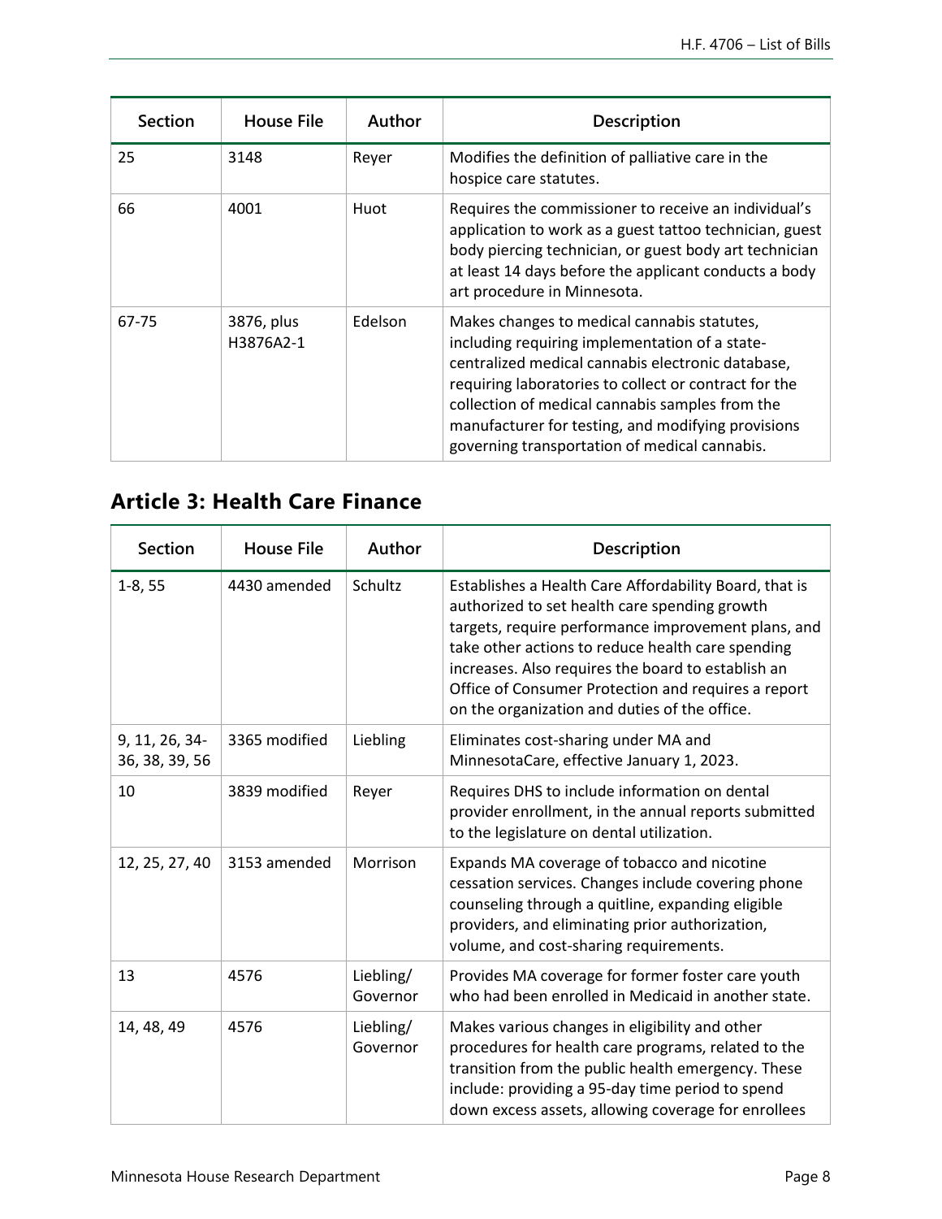| Section | House File | Author | Description |
|---|---|---|---|
| 25 | 3148 | Reyer | Modifies the definition of palliative care in the hospice care statutes. |
| 66 | 4001 | Huot | Requires the commissioner to receive an individual's application to work as a guest tattoo technician, guest body piercing technician, or guest body art technician at least 14 days before the applicant conducts a body art procedure in Minnesota. |
| 67-75 | 3876, plus H3876A2-1 | Edelson | Makes changes to medical cannabis statutes, including requiring implementation of a state-centralized medical cannabis electronic database, requiring laboratories to collect or contract for the collection of medical cannabis samples from the manufacturer for testing, and modifying provisions governing transportation of medical cannabis. |

## Article 3: Health Care Finance

| Section | House File | Author | Description |
|---|---|---|---|
| 1-8, 55 | 4430 amended | Schultz | Establishes a Health Care Affordability Board, that is authorized to set health care spending growth targets, require performance improvement plans, and take other actions to reduce health care spending increases. Also requires the board to establish an Office of Consumer Protection and requires a report on the organization and duties of the office. |
| 9, 11, 26, 34-36, 38, 39, 56 | 3365 modified | Liebling | Eliminates cost-sharing under MA and MinnesotaCare, effective January 1, 2023. |
| 10 | 3839 modified | Reyer | Requires DHS to include information on dental provider enrollment, in the annual reports submitted to the legislature on dental utilization. |
| 12, 25, 27, 40 | 3153 amended | Morrison | Expands MA coverage of tobacco and nicotine cessation services. Changes include covering phone counseling through a quitline, expanding eligible providers, and eliminating prior authorization, volume, and cost-sharing requirements. |
| 13 | 4576 | Liebling/ Governor | Provides MA coverage for former foster care youth who had been enrolled in Medicaid in another state. |
| 14, 48, 49 | 4576 | Liebling/ Governor | Makes various changes in eligibility and other procedures for health care programs, related to the transition from the public health emergency. These include: providing a 95-day time period to spend down excess assets, allowing coverage for enrollees |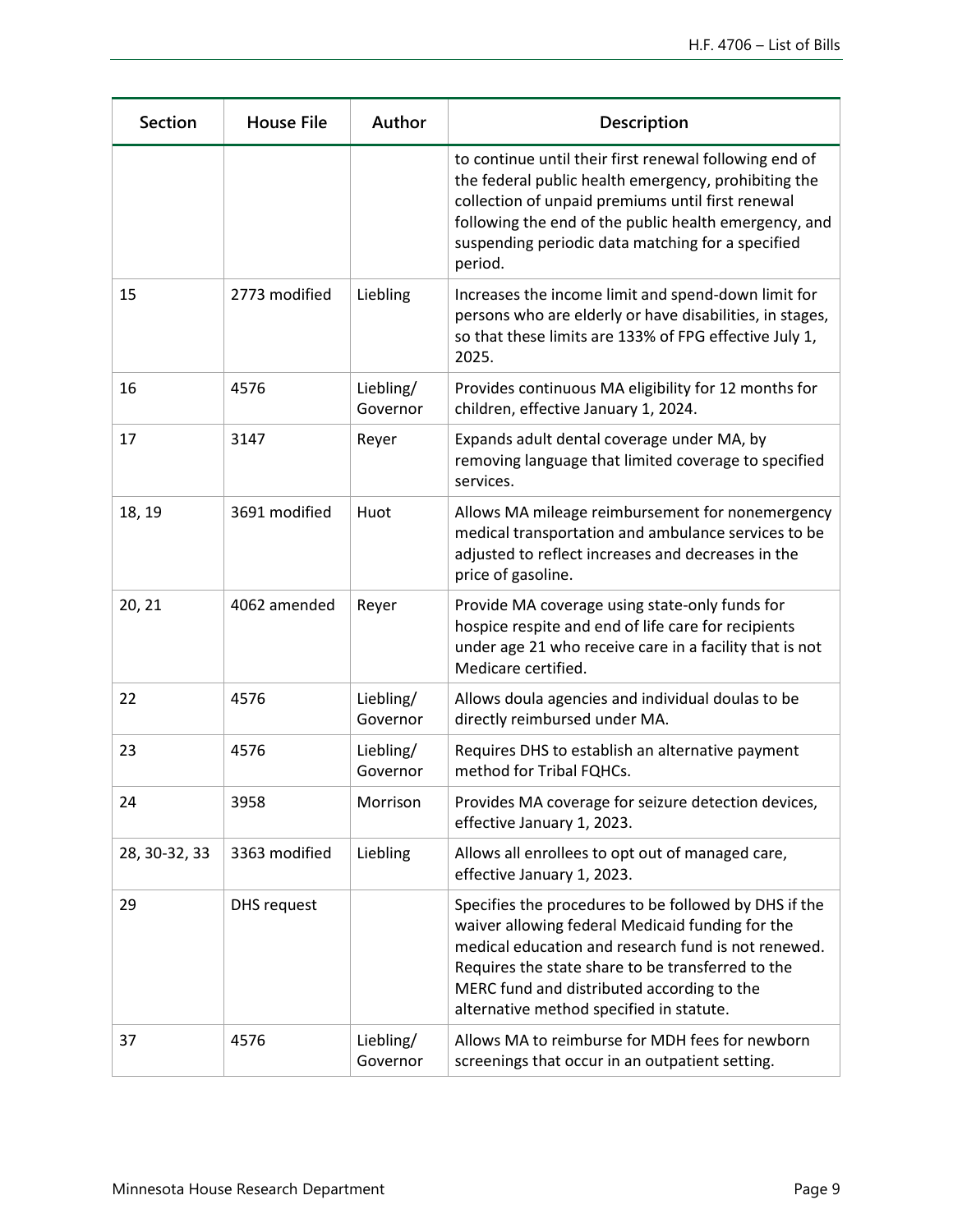| Section | House File | Author | Description |
|---|---|---|---|
| | | | to continue until their first renewal following end of the federal public health emergency, prohibiting the collection of unpaid premiums until first renewal following the end of the public health emergency, and suspending periodic data matching for a specified period. |
| 15 | 2773 modified | Liebling | Increases the income limit and spend-down limit for persons who are elderly or have disabilities, in stages, so that these limits are 133% of FPG effective July 1, 2025. |
| 16 | 4576 | Liebling/ Governor | Provides continuous MA eligibility for 12 months for children, effective January 1, 2024. |
| 17 | 3147 | Reyer | Expands adult dental coverage under MA, by removing language that limited coverage to specified services. |
| 18, 19 | 3691 modified | Huot | Allows MA mileage reimbursement for nonemergency medical transportation and ambulance services to be adjusted to reflect increases and decreases in the price of gasoline. |
| 20, 21 | 4062 amended | Reyer | Provide MA coverage using state-only funds for hospice respite and end of life care for recipients under age 21 who receive care in a facility that is not Medicare certified. |
| 22 | 4576 | Liebling/ Governor | Allows doula agencies and individual doulas to be directly reimbursed under MA. |
| 23 | 4576 | Liebling/ Governor | Requires DHS to establish an alternative payment method for Tribal FQHCs. |
| 24 | 3958 | Morrison | Provides MA coverage for seizure detection devices, effective January 1, 2023. |
| 28, 30-32, 33 | 3363 modified | Liebling | Allows all enrollees to opt out of managed care, effective January 1, 2023. |
| 29 | DHS request | | Specifies the procedures to be followed by DHS if the waiver allowing federal Medicaid funding for the medical education and research fund is not renewed. Requires the state share to be transferred to the MERC fund and distributed according to the alternative method specified in statute. |
| 37 | 4576 | Liebling/ Governor | Allows MA to reimburse for MDH fees for newborn screenings that occur in an outpatient setting. |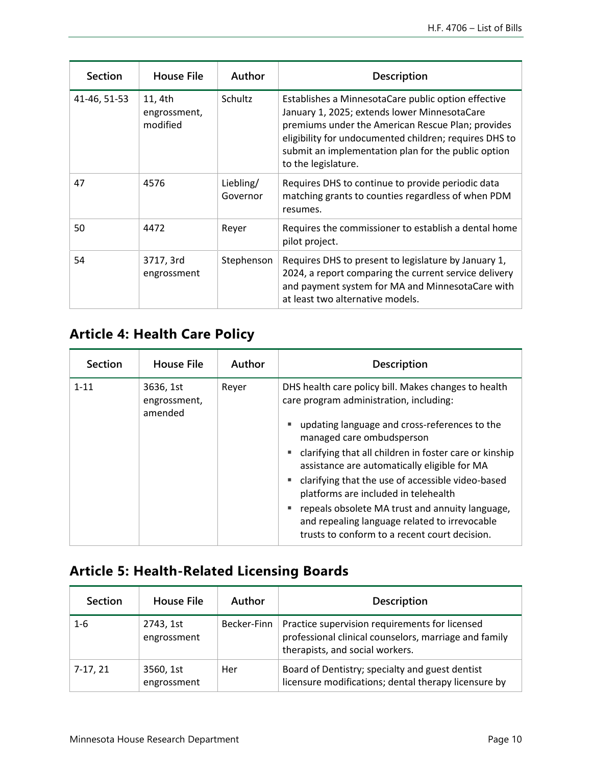| Section | House File | Author | Description |
|---|---|---|---|
| 41-46, 51-53 | 11, 4th engrossment, modified | Schultz | Establishes a MinnesotaCare public option effective January 1, 2025; extends lower MinnesotaCare premiums under the American Rescue Plan; provides eligibility for undocumented children; requires DHS to submit an implementation plan for the public option to the legislature. |
| 47 | 4576 | Liebling/ Governor | Requires DHS to continue to provide periodic data matching grants to counties regardless of when PDM resumes. |
| 50 | 4472 | Reyer | Requires the commissioner to establish a dental home pilot project. |
| 54 | 3717, 3rd engrossment | Stephenson | Requires DHS to present to legislature by January 1, 2024, a report comparing the current service delivery and payment system for MA and MinnesotaCare with at least two alternative models. |

## Article 4: Health Care Policy

| Section | House File | Author | Description |
|---|---|---|---|
| 1-11 | 3636, 1st engrossment, amended | Reyer | DHS health care policy bill. Makes changes to health care program administration, including: <br>▪ updating language and cross-references to the managed care ombudsperson <br>▪ clarifying that all children in foster care or kinship assistance are automatically eligible for MA <br>▪ clarifying that the use of accessible video-based platforms are included in telehealth <br>▪ repeals obsolete MA trust and annuity language, and repealing language related to irrevocable trusts to conform to a recent court decision. |

## Article 5: Health-Related Licensing Boards

| Section | House File | Author | Description |
|---|---|---|---|
| 1-6 | 2743, 1st engrossment | Becker-Finn | Practice supervision requirements for licensed professional clinical counselors, marriage and family therapists, and social workers. |
| 7-17, 21 | 3560, 1st engrossment | Her | Board of Dentistry; specialty and guest dentist licensure modifications; dental therapy licensure by |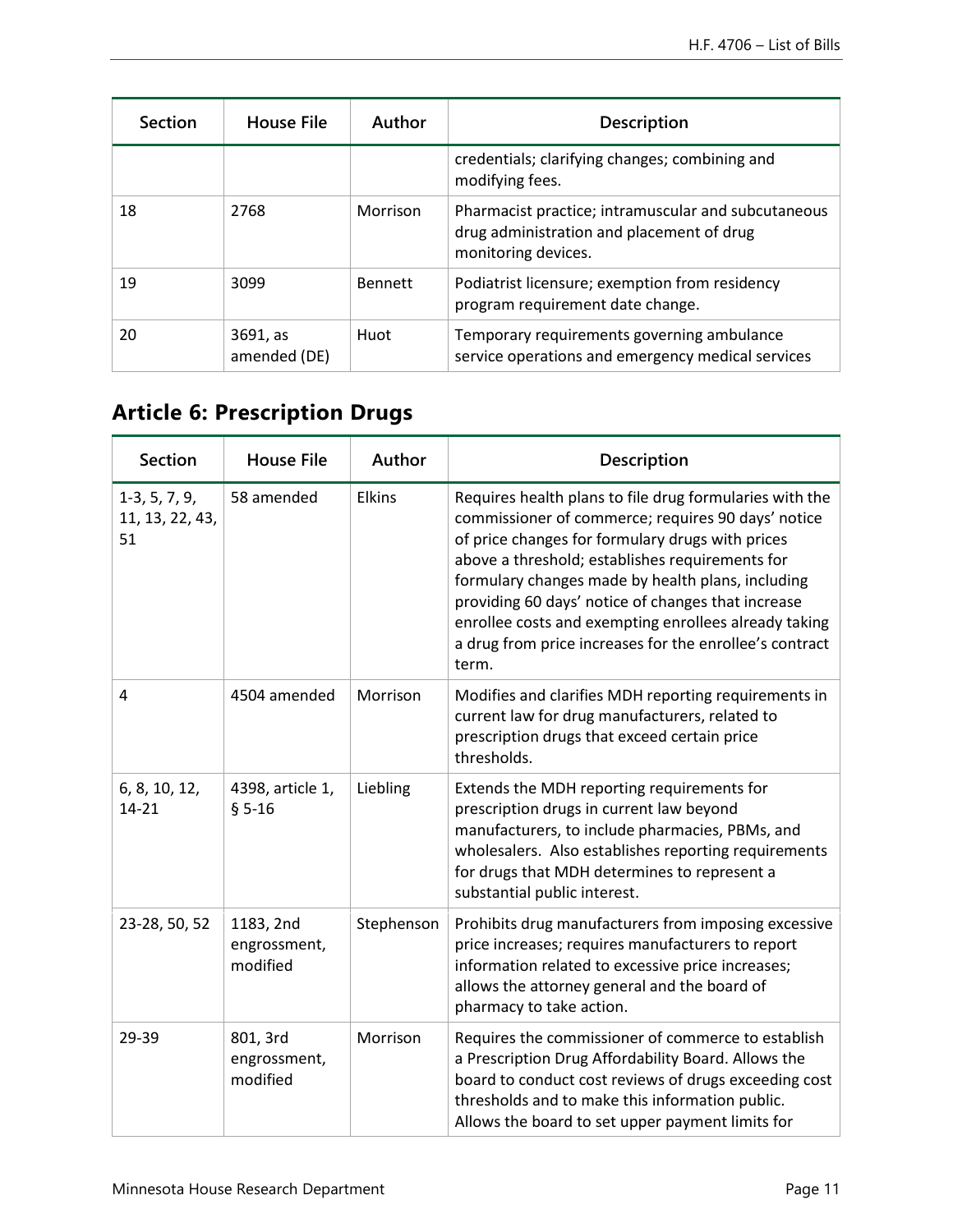| Section | House File | Author | Description |
|---|---|---|---|
| | | | credentials; clarifying changes; combining and modifying fees. |
| 18 | 2768 | Morrison | Pharmacist practice; intramuscular and subcutaneous drug administration and placement of drug monitoring devices. |
| 19 | 3099 | Bennett | Podiatrist licensure; exemption from residency program requirement date change. |
| 20 | 3691, as amended (DE) | Huot | Temporary requirements governing ambulance service operations and emergency medical services |

## Article 6: Prescription Drugs

| Section | House File | Author | Description |
|---|---|---|---|
| 1-3, 5, 7, 9, 11, 13, 22, 43, 51 | 58 amended | Elkins | Requires health plans to file drug formularies with the commissioner of commerce; requires 90 days' notice of price changes for formulary drugs with prices above a threshold; establishes requirements for formulary changes made by health plans, including providing 60 days' notice of changes that increase enrollee costs and exempting enrollees already taking a drug from price increases for the enrollee's contract term. |
| 4 | 4504 amended | Morrison | Modifies and clarifies MDH reporting requirements in current law for drug manufacturers, related to prescription drugs that exceed certain price thresholds. |
| 6, 8, 10, 12, 14-21 | 4398, article 1, § 5-16 | Liebling | Extends the MDH reporting requirements for prescription drugs in current law beyond manufacturers, to include pharmacies, PBMs, and wholesalers. Also establishes reporting requirements for drugs that MDH determines to represent a substantial public interest. |
| 23-28, 50, 52 | 1183, 2nd engrossment, modified | Stephenson | Prohibits drug manufacturers from imposing excessive price increases; requires manufacturers to report information related to excessive price increases; allows the attorney general and the board of pharmacy to take action. |
| 29-39 | 801, 3rd engrossment, modified | Morrison | Requires the commissioner of commerce to establish a Prescription Drug Affordability Board. Allows the board to conduct cost reviews of drugs exceeding cost thresholds and to make this information public. Allows the board to set upper payment limits for |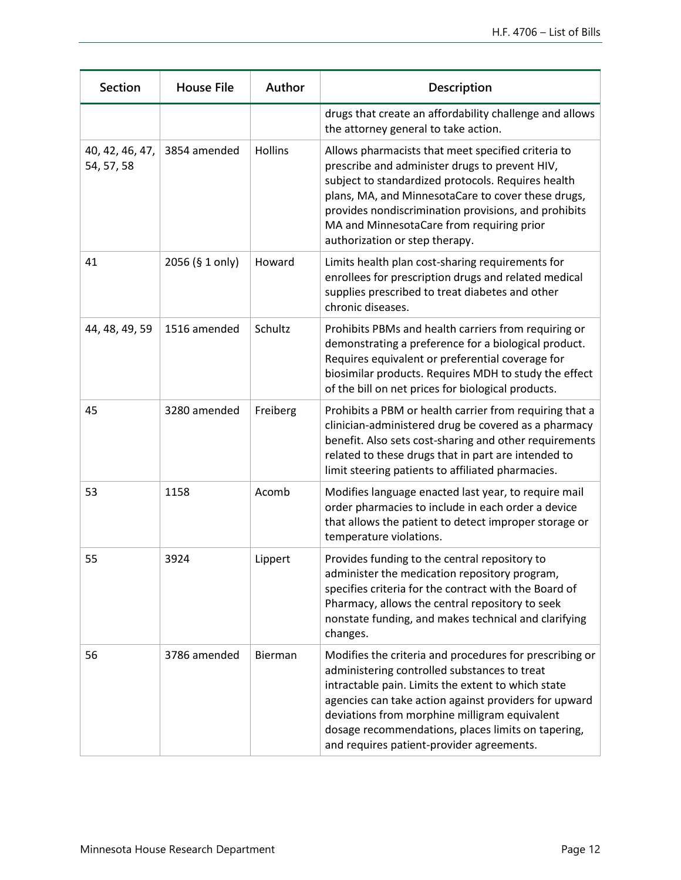| Section | House File | Author | Description |
| --- | --- | --- | --- |
| | | | drugs that create an affordability challenge and allows the attorney general to take action. |
| 40, 42, 46, 47, 54, 57, 58 | 3854 amended | Hollins | Allows pharmacists that meet specified criteria to prescribe and administer drugs to prevent HIV, subject to standardized protocols. Requires health plans, MA, and MinnesotaCare to cover these drugs, provides nondiscrimination provisions, and prohibits MA and MinnesotaCare from requiring prior authorization or step therapy. |
| 41 | 2056 (§ 1 only) | Howard | Limits health plan cost-sharing requirements for enrollees for prescription drugs and related medical supplies prescribed to treat diabetes and other chronic diseases. |
| 44, 48, 49, 59 | 1516 amended | Schultz | Prohibits PBMs and health carriers from requiring or demonstrating a preference for a biological product. Requires equivalent or preferential coverage for biosimilar products. Requires MDH to study the effect of the bill on net prices for biological products. |
| 45 | 3280 amended | Freiberg | Prohibits a PBM or health carrier from requiring that a clinician-administered drug be covered as a pharmacy benefit. Also sets cost-sharing and other requirements related to these drugs that in part are intended to limit steering patients to affiliated pharmacies. |
| 53 | 1158 | Acomb | Modifies language enacted last year, to require mail order pharmacies to include in each order a device that allows the patient to detect improper storage or temperature violations. |
| 55 | 3924 | Lippert | Provides funding to the central repository to administer the medication repository program, specifies criteria for the contract with the Board of Pharmacy, allows the central repository to seek nonstate funding, and makes technical and clarifying changes. |
| 56 | 3786 amended | Bierman | Modifies the criteria and procedures for prescribing or administering controlled substances to treat intractable pain. Limits the extent to which state agencies can take action against providers for upward deviations from morphine milligram equivalent dosage recommendations, places limits on tapering, and requires patient-provider agreements. |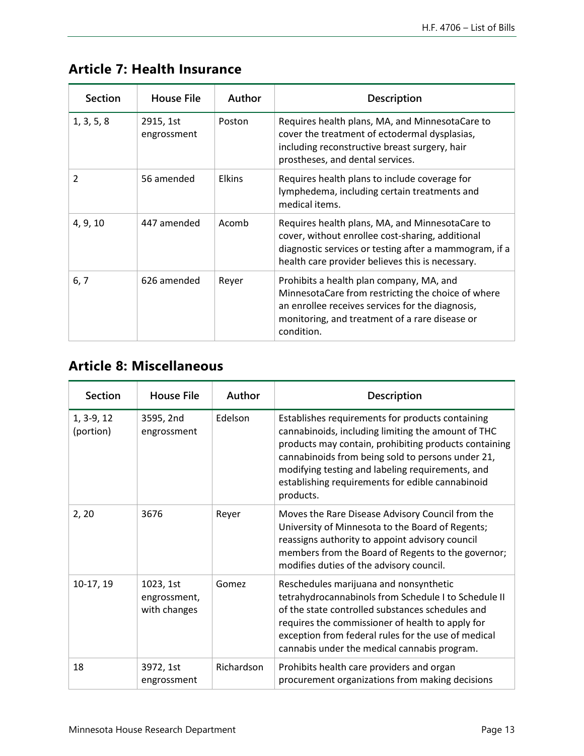## Article 7: Health Insurance

| Section | House File | Author | Description |
|---|---|---|---|
| 1, 3, 5, 8 | 2915, 1st engrossment | Poston | Requires health plans, MA, and MinnesotaCare to cover the treatment of ectodermal dysplasias, including reconstructive breast surgery, hair prostheses, and dental services. |
| 2 | 56 amended | Elkins | Requires health plans to include coverage for lymphedema, including certain treatments and medical items. |
| 4, 9, 10 | 447 amended | Acomb | Requires health plans, MA, and MinnesotaCare to cover, without enrollee cost-sharing, additional diagnostic services or testing after a mammogram, if a health care provider believes this is necessary. |
| 6, 7 | 626 amended | Reyer | Prohibits a health plan company, MA, and MinnesotaCare from restricting the choice of where an enrollee receives services for the diagnosis, monitoring, and treatment of a rare disease or condition. |

## Article 8: Miscellaneous

| Section | House File | Author | Description |
|---|---|---|---|
| 1, 3-9, 12 (portion) | 3595, 2nd engrossment | Edelson | Establishes requirements for products containing cannabinoids, including limiting the amount of THC products may contain, prohibiting products containing cannabinoids from being sold to persons under 21, modifying testing and labeling requirements, and establishing requirements for edible cannabinoid products. |
| 2, 20 | 3676 | Reyer | Moves the Rare Disease Advisory Council from the University of Minnesota to the Board of Regents; reassigns authority to appoint advisory council members from the Board of Regents to the governor; modifies duties of the advisory council. |
| 10-17, 19 | 1023, 1st engrossment, with changes | Gomez | Reschedules marijuana and nonsynthetic tetrahydrocannabinols from Schedule I to Schedule II of the state controlled substances schedules and requires the commissioner of health to apply for exception from federal rules for the use of medical cannabis under the medical cannabis program. |
| 18 | 3972, 1st engrossment | Richardson | Prohibits health care providers and organ procurement organizations from making decisions |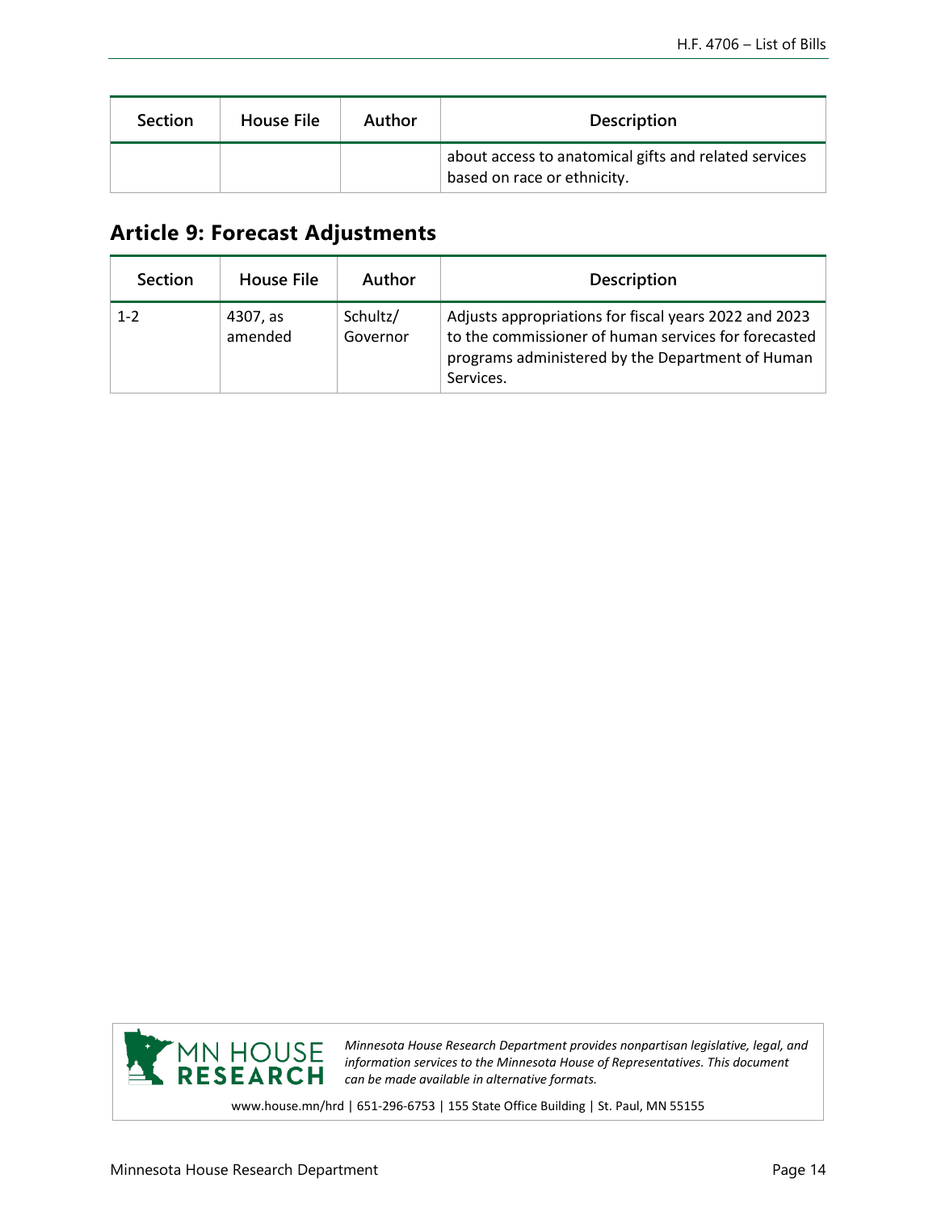| Section | House File | Author | Description |
|---|---|---|---|
| | | | about access to anatomical gifts and related services based on race or ethnicity. |

## Article 9: Forecast Adjustments

| Section | House File | Author | Description |
|---|---|---|---|
| 1-2 | 4307, as amended | Schultz/ Governor | Adjusts appropriations for fiscal years 2022 and 2023 to the commissioner of human services for forecasted programs administered by the Department of Human Services. |

MN HOUSE RESEARCH

*Minnesota House Research Department provides nonpartisan legislative, legal, and information services to the Minnesota House of Representatives. This document can be made available in alternative formats.*

www.house.mn/hrd | 651-296-6753 | 155 State Office Building | St. Paul, MN 55155